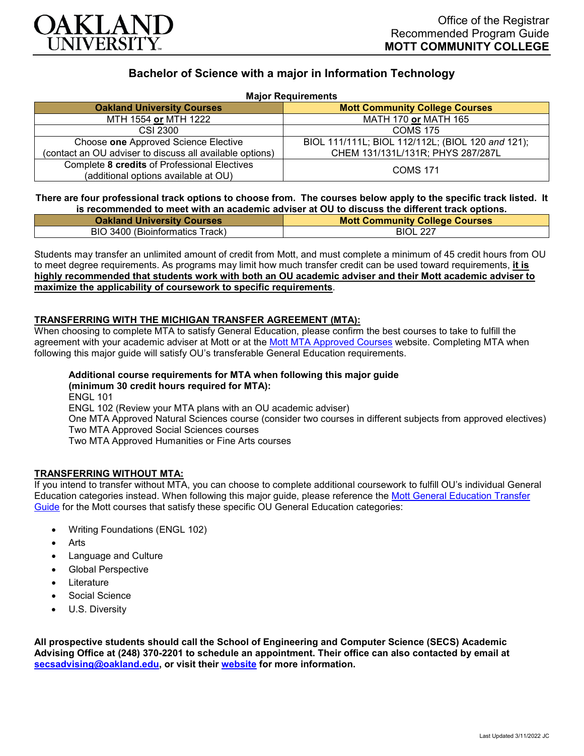Office of the Registrar
Recommended Program Guide
**MOTT COMMUNITY COLLEGE**

## Bachelor of Science with a major in Information Technology

**Major Requirements**

| Oakland University Courses | Mott Community College Courses |
|---|---|
| MTH 1554 **or** MTH 1222 | MATH 170 **or** MATH 165 |
| CSI 2300 | COMS 175 |
| Choose **one** Approved Science Elective (contact an OU adviser to discuss all available options) | BIOL 111/111L; BIOL 112/112L; (BIOL 120 *and* 121); CHEM 131/131L/131R; PHYS 287/287L |
| Complete **8 credits** of Professional Electives (additional options available at OU) | COMS 171 |

**There are four professional track options to choose from. The courses below apply to the specific track listed. It is recommended to meet with an academic adviser at OU to discuss the different track options.**

| Oakland University Courses | Mott Community College Courses |
|---|---|
| BIO 3400 (Bioinformatics Track) | BIOL 227 |

Students may transfer an unlimited amount of credit from Mott, and must complete a minimum of 45 credit hours from OU to meet degree requirements. As programs may limit how much transfer credit can be used toward requirements, **it is highly recommended that students work with both an OU academic adviser and their Mott academic adviser to maximize the applicability of coursework to specific requirements**.

### TRANSFERRING WITH THE MICHIGAN TRANSFER AGREEMENT (MTA):

When choosing to complete MTA to satisfy General Education, please confirm the best courses to take to fulfill the agreement with your academic adviser at Mott or at the Mott MTA Approved Courses website. Completing MTA when following this major guide will satisfy OU's transferable General Education requirements.

**Additional course requirements for MTA when following this major guide (minimum 30 credit hours required for MTA):**

ENGL 101
ENGL 102 (Review your MTA plans with an OU academic adviser)
One MTA Approved Natural Sciences course (consider two courses in different subjects from approved electives)
Two MTA Approved Social Sciences courses
Two MTA Approved Humanities or Fine Arts courses

### TRANSFERRING WITHOUT MTA:

If you intend to transfer without MTA, you can choose to complete additional coursework to fulfill OU's individual General Education categories instead. When following this major guide, please reference the Mott General Education Transfer Guide for the Mott courses that satisfy these specific OU General Education categories:

- Writing Foundations (ENGL 102)
- Arts
- Language and Culture
- Global Perspective
- Literature
- Social Science
- U.S. Diversity

**All prospective students should call the School of Engineering and Computer Science (SECS) Academic Advising Office at (248) 370-2201 to schedule an appointment. Their office can also contacted by email at secsadvising@oakland.edu, or visit their website for more information.**

Last Updated 3/11/2022 JC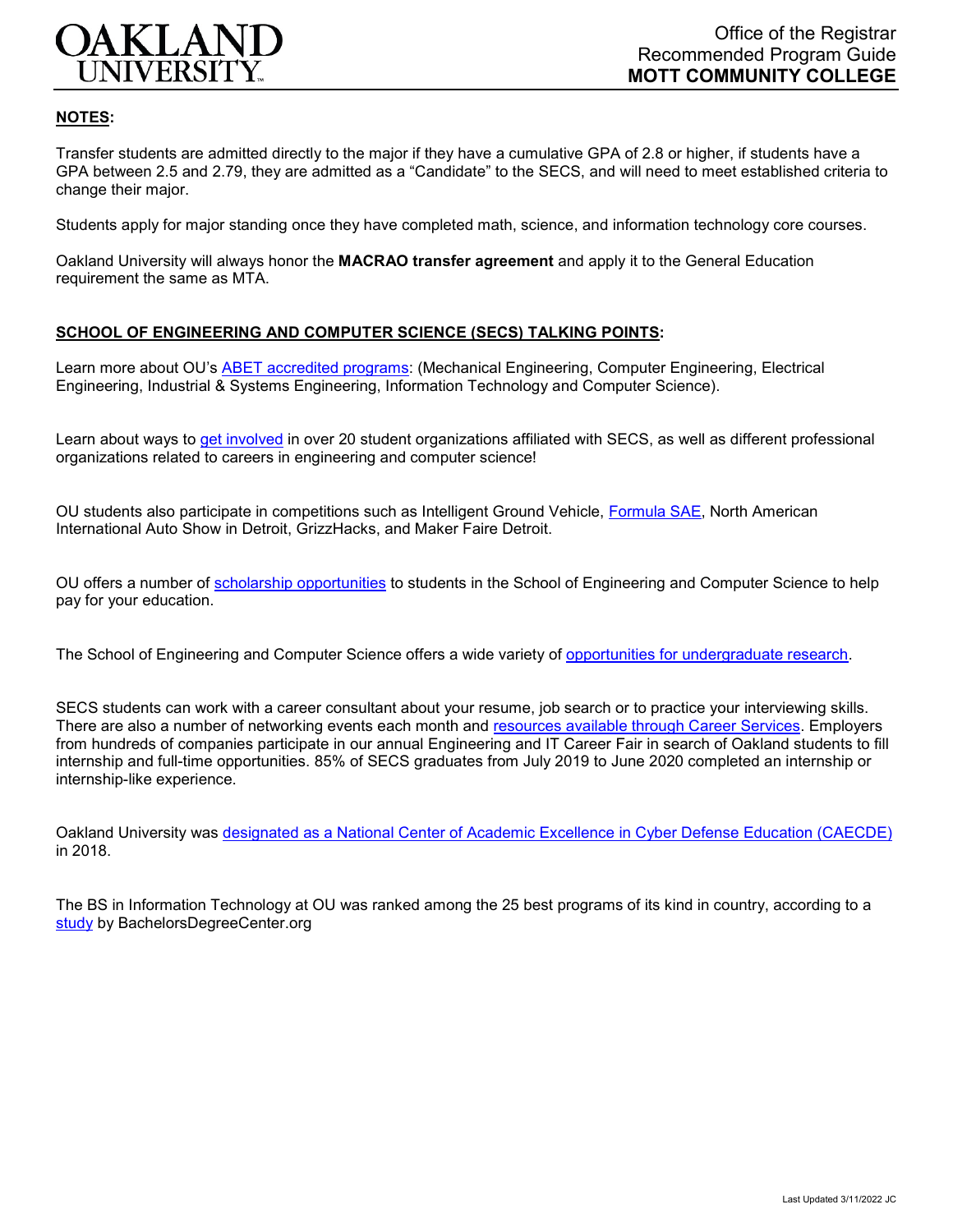**NOTES:**

Transfer students are admitted directly to the major if they have a cumulative GPA of 2.8 or higher, if students have a GPA between 2.5 and 2.79, they are admitted as a "Candidate" to the SECS, and will need to meet established criteria to change their major.

Students apply for major standing once they have completed math, science, and information technology core courses.

Oakland University will always honor the **MACRAO transfer agreement** and apply it to the General Education requirement the same as MTA.

**SCHOOL OF ENGINEERING AND COMPUTER SCIENCE (SECS) TALKING POINTS:**

Learn more about OU's ABET accredited programs: (Mechanical Engineering, Computer Engineering, Electrical Engineering, Industrial & Systems Engineering, Information Technology and Computer Science).

Learn about ways to get involved in over 20 student organizations affiliated with SECS, as well as different professional organizations related to careers in engineering and computer science!

OU students also participate in competitions such as Intelligent Ground Vehicle, Formula SAE, North American International Auto Show in Detroit, GrizzHacks, and Maker Faire Detroit.

OU offers a number of scholarship opportunities to students in the School of Engineering and Computer Science to help pay for your education.

The School of Engineering and Computer Science offers a wide variety of opportunities for undergraduate research.

SECS students can work with a career consultant about your resume, job search or to practice your interviewing skills. There are also a number of networking events each month and resources available through Career Services. Employers from hundreds of companies participate in our annual Engineering and IT Career Fair in search of Oakland students to fill internship and full-time opportunities. 85% of SECS graduates from July 2019 to June 2020 completed an internship or internship-like experience.

Oakland University was designated as a National Center of Academic Excellence in Cyber Defense Education (CAECDE) in 2018.

The BS in Information Technology at OU was ranked among the 25 best programs of its kind in country, according to a study by BachelorsDegreeCenter.org

Last Updated 3/11/2022 JC